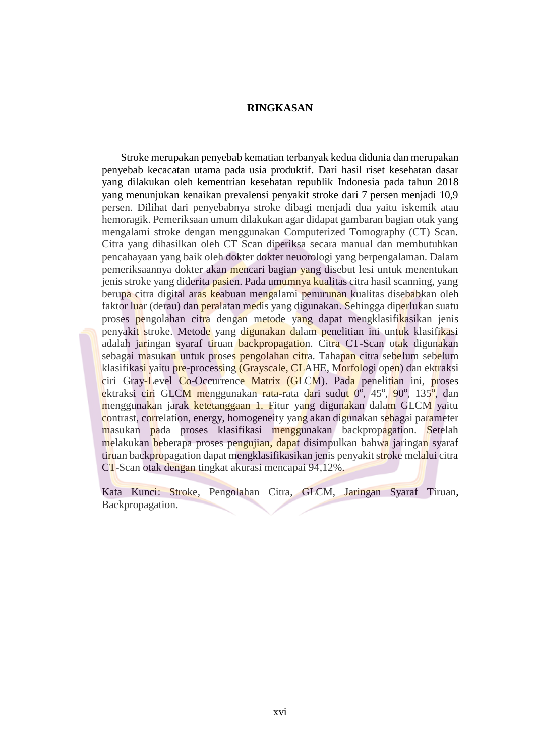# RINGKASAN

Stroke merupakan penyebab kematian terbanyak kedua didunia dan merupakan penyebab kecacatan utama pada usia produktif. Dari hasil riset kesehatan dasar yang dilakukan oleh kementrian kesehatan republik Indonesia pada tahun 2018 yang menunjukan kenaikan prevalensi penyakit stroke dari 7 persen menjadi 10,9 persen. Dilihat dari penyebabnya stroke dibagi menjadi dua yaitu iskemik atau hemoragik. Pemeriksaan umum dilakukan agar didapat gambaran bagian otak yang mengalami stroke dengan menggunakan Computerized Tomography (CT) Scan. Citra yang dihasilkan oleh CT Scan diperiksa secara manual dan membutuhkan pencahayaan yang baik oleh dokter dokter neuorologi yang berpengalaman. Dalam pemeriksaannya dokter akan mencari bagian yang disebut lesi untuk menentukan jenis stroke yang diderita pasien. Pada umumnya kualitas citra hasil scanning, yang berupa citra digital aras keabuan mengalami penurunan kualitas disebabkan oleh faktor luar (derau) dan peralatan medis yang digunakan. Sehingga diperlukan suatu proses pengolahan citra dengan metode yang dapat mengklasifikasikan jenis penyakit stroke. Metode yang digunakan dalam penelitian ini untuk klasifikasi adalah jaringan syaraf tiruan backpropagation. Citra CT-Scan otak digunakan sebagai masukan untuk proses pengolahan citra. Tahapan citra sebelum sebelum klasifikasi yaitu pre-processing (Grayscale, CLAHE, Morfologi open) dan ektraksi ciri Gray-Level Co-Occurrence Matrix (GLCM). Pada penelitian ini, proses ektraksi ciri GLCM menggunakan rata-rata dari sudut $0^o$, $45^o$, $90^o$, $135^o$, dan menggunakan jarak ketetanggaan 1. Fitur yang digunakan dalam GLCM yaitu contrast, correlation, energy, homogeneity yang akan digunakan sebagai parameter masukan pada proses klasifikasi menggunakan backpropagation. Setelah melakukan beberapa proses pengujian, dapat disimpulkan bahwa jaringan syaraf tiruan backpropagation dapat mengklasifikasikan jenis penyakit stroke melalui citra CT-Scan otak dengan tingkat akurasi mencapai 94,12%.

Kata Kunci: Stroke, Pengolahan Citra, GLCM, Jaringan Syaraf Tiruan, Backpropagation.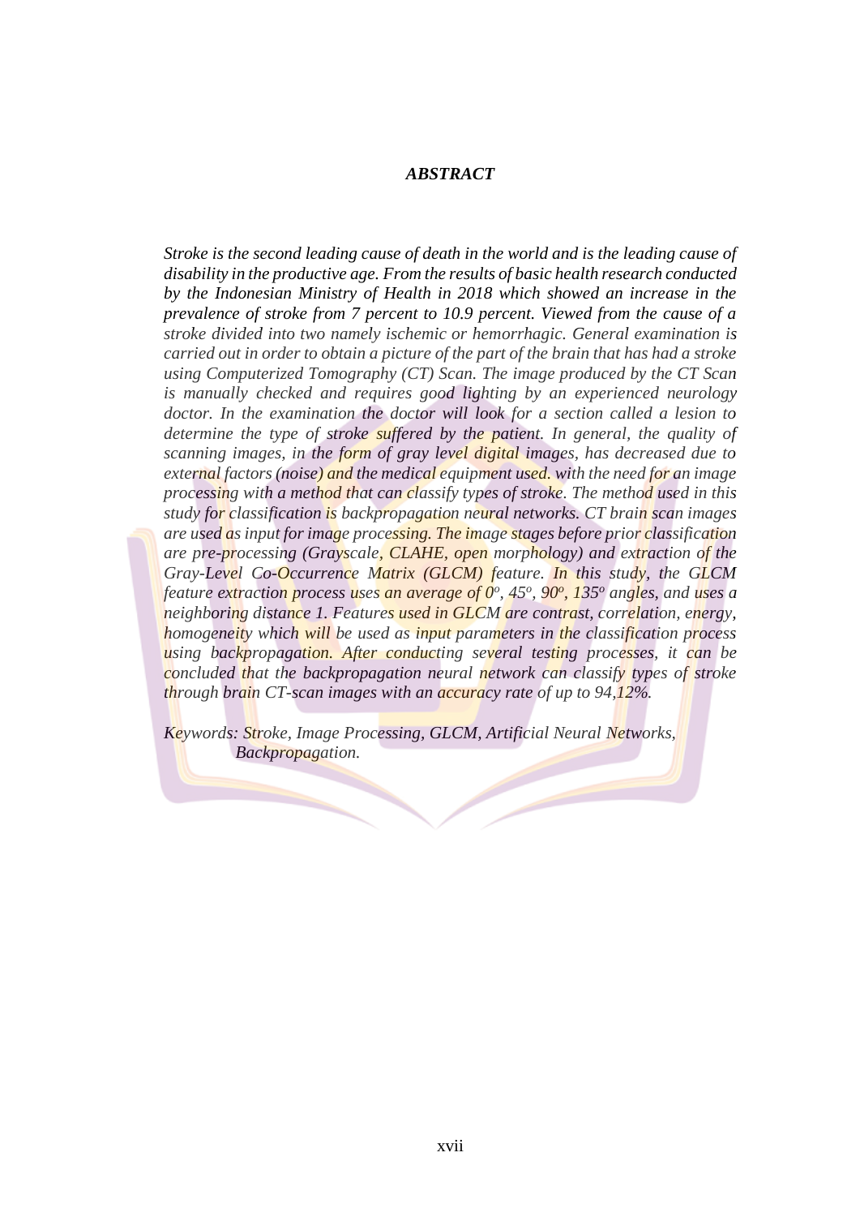***ABSTRACT***

*Stroke is the second leading cause of death in the world and is the leading cause of disability in the productive age. From the results of basic health research conducted by the Indonesian Ministry of Health in 2018 which showed an increase in the prevalence of stroke from 7 percent to 10.9 percent. Viewed from the cause of a stroke divided into two namely ischemic or hemorrhagic. General examination is carried out in order to obtain a picture of the part of the brain that has had a stroke using Computerized Tomography (CT) Scan. The image produced by the CT Scan is manually checked and requires good lighting by an experienced neurology doctor. In the examination the doctor will look for a section called a lesion to determine the type of stroke suffered by the patient. In general, the quality of scanning images, in the form of gray level digital images, has decreased due to external factors (noise) and the medical equipment used. with the need for an image processing with a method that can classify types of stroke. The method used in this study for classification is backpropagation neural networks. CT brain scan images are used as input for image processing. The image stages before prior classification are pre-processing (Grayscale, CLAHE, open morphology) and extraction of the Gray-Level Co-Occurrence Matrix (GLCM) feature. In this study, the GLCM feature extraction process uses an average of 0º, 45º, 90º, 135º angles, and uses a neighboring distance 1. Features used in GLCM are contrast, correlation, energy, homogeneity which will be used as input parameters in the classification process using backpropagation. After conducting several testing processes, it can be concluded that the backpropagation neural network can classify types of stroke through brain CT-scan images with an accuracy rate of up to 94,12%.*

*Keywords: Stroke, Image Processing, GLCM, Artificial Neural Networks, Backpropagation.*